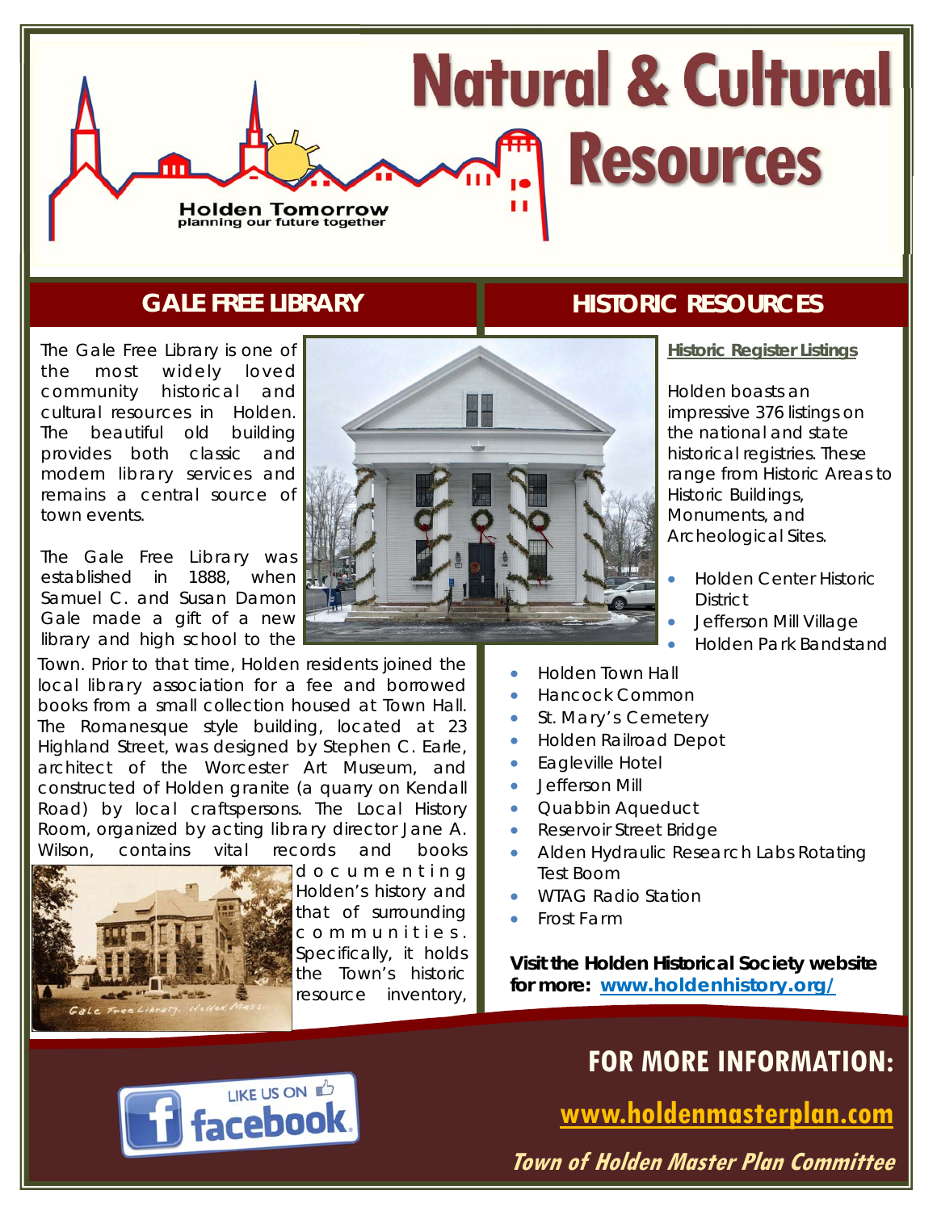# Natural & Cultural Resources

Holden Tomorrow
planning our future together

## GALE FREE LIBRARY

The Gale Free Library is one of the most widely loved community historical and cultural resources in Holden. The beautiful old building provides both classic and modern library services and remains a central source of town events.

The Gale Free Library was established in 1888, when Samuel C. and Susan Damon Gale made a gift of a new library and high school to the Town. Prior to that time, Holden residents joined the local library association for a fee and borrowed books from a small collection housed at Town Hall. The Romanesque style building, located at 23 Highland Street, was designed by Stephen C. Earle, architect of the Worcester Art Museum, and constructed of Holden granite (a quarry on Kendall Road) by local craftspersons. The Local History Room, organized by acting library director Jane A. Wilson, contains vital records and books documenting Holden's history and that of surrounding communities. Specifically, it holds the Town's historic resource inventory,

## HISTORIC RESOURCES

**Historic Register Listings**

Holden boasts an impressive 376 listings on the national and state historical registries. These range from Historic Areas to Historic Buildings, Monuments, and Archeological Sites.

- Holden Center Historic District
- Jefferson Mill Village
- Holden Park Bandstand
- Holden Town Hall
- Hancock Common
- St. Mary's Cemetery
- Holden Railroad Depot
- Eagleville Hotel
- Jefferson Mill
- Quabbin Aqueduct
- Reservoir Street Bridge
- Alden Hydraulic Research Labs Rotating Test Boom
- WTAG Radio Station
- Frost Farm

**Visit the Holden Historical Society website for more: www.holdenhistory.org/**

## FOR MORE INFORMATION:

www.holdenmasterplan.com

*Town of Holden Master Plan Committee*

LIKE US ON facebook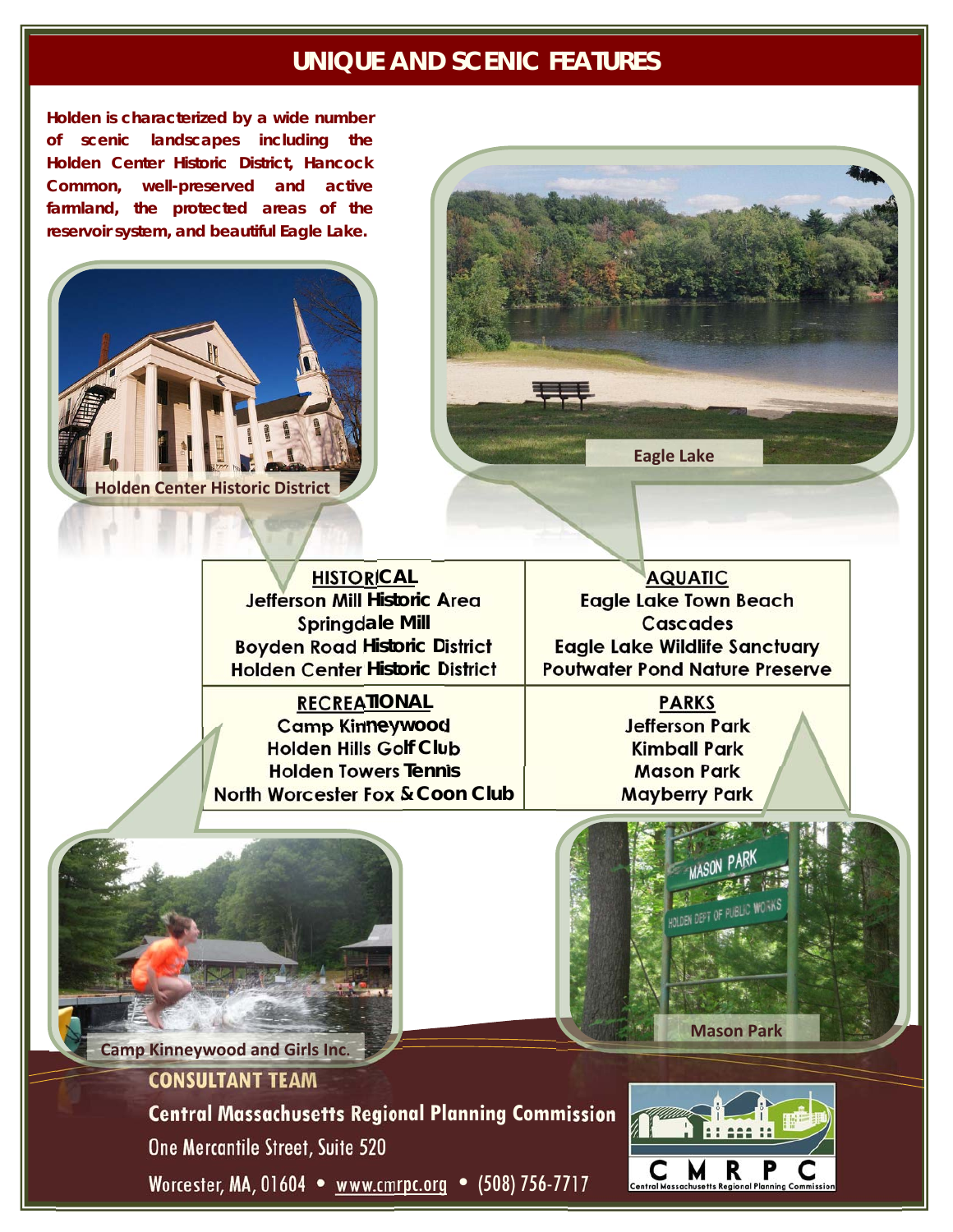# UNIQUE AND SCENIC FEATURES

**Holden is characterized by a wide number of scenic landscapes including the Holden Center Historic District, Hancock Common, well-preserved and active farmland, the protected areas of the reservoir system, and beautiful Eagle Lake.**

Holden Center Historic District

Eagle Lake

| | |
|---|---|
| **HISTORICAL**<br>Jefferson Mill Historic Area<br>Springdale Mill<br>Boyden Road Historic District<br>Holden Center Historic District | **AQUATIC**<br>Eagle Lake Town Beach<br>Cascades<br>Eagle Lake Wildlife Sanctuary<br>Poutwater Pond Nature Preserve |
| **RECREATIONAL**<br>Camp Kinneywood<br>Holden Hills Golf Club<br>Holden Towers Tennis<br>North Worcester Fox & Coon Club | **PARKS**<br>Jefferson Park<br>Kimball Park<br>Mason Park<br>Mayberry Park |

Camp Kinneywood and Girls Inc.

Mason Park

## CONSULTANT TEAM

**Central Massachusetts Regional Planning Commission**

One Mercantile Street, Suite 520

Worcester, MA, 01604 • www.cmrpc.org • (508) 756-7717

CMRPC
Central Massachusetts Regional Planning Commission